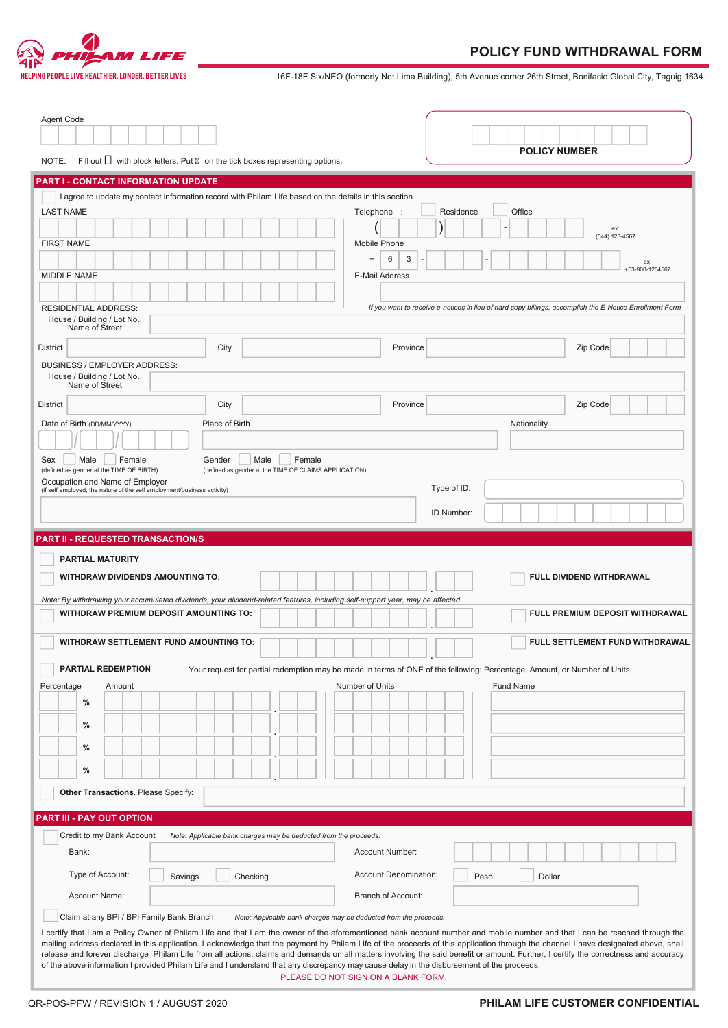PHILAM LIFE
HELPING PEOPLE LIVE HEALTHIER, LONGER, BETTER LIVES

# POLICY FUND WITHDRAWAL FORM

16F-18F Six/NEO (formerly Net Lima Building), 5th Avenue corner 26th Street, Bonifacio Global City, Taguig 1634

Agent Code

POLICY NUMBER

NOTE: Fill out ☐ with block letters. Put ☒ on the tick boxes representing options.

## PART I - CONTACT INFORMATION UPDATE

☐ I agree to update my contact information record with Philam Life based on the details in this section.

LAST NAME

FIRST NAME

MIDDLE NAME

Telephone : ☐ Residence ☐ Office

( ) -

ex: (044) 123-4567

Mobile Phone

+ 6 3 - -

ex: +63-900-1234567

E-Mail Address

*If you want to receive e-notices in lieu of hard copy billings, accomplish the E-Notice Enrollment Form*

RESIDENTIAL ADDRESS:

House / Building / Lot No., Name of Street

District City Province Zip Code

BUSINESS / EMPLOYER ADDRESS:

House / Building / Lot No., Name of Street

District City Province Zip Code

Date of Birth (DD/MM/YYYY) Place of Birth Nationality

Sex ☐ Male ☐ Female
(defined as gender at the TIME OF BIRTH)

Gender ☐ Male ☐ Female
(defined as gender at the TIME OF CLAIMS APPLICATION)

Occupation and Name of Employer
(if self employed, the nature of the self employment/business activity)

Type of ID:

ID Number:

## PART II - REQUESTED TRANSACTION/S

☐ **PARTIAL MATURITY**

☐ **WITHDRAW DIVIDENDS AMOUNTING TO:** ☐ **FULL DIVIDEND WITHDRAWAL**

*Note: By withdrawing your accumulated dividends, your dividend-related features, including self-support year, may be affected*

☐ **WITHDRAW PREMIUM DEPOSIT AMOUNTING TO:** ☐ **FULL PREMIUM DEPOSIT WITHDRAWAL**

☐ **WITHDRAW SETTLEMENT FUND AMOUNTING TO:** ☐ **FULL SETTLEMENT FUND WITHDRAWAL**

☐ **PARTIAL REDEMPTION** Your request for partial redemption may be made in terms of ONE of the following: Percentage, Amount, or Number of Units.

| Percentage | Amount | Number of Units | Fund Name |
|---|---|---|---|
| % | . | | |
| % | . | | |
| % | . | | |
| % | . | | |

☐ **Other Transactions**. Please Specify:

## PART III - PAY OUT OPTION

☐ Credit to my Bank Account *Note: Applicable bank charges may be deducted from the proceeds.*

Bank: Account Number:

Type of Account: ☐ Savings ☐ Checking Account Denomination: ☐ Peso ☐ Dollar

Account Name: Branch of Account:

☐ Claim at any BPI / BPI Family Bank Branch *Note: Applicable bank charges may be deducted from the proceeds.*

I certify that I am a Policy Owner of Philam Life and that I am the owner of the aforementioned bank account number and mobile number and that I can be reached through the mailing address declared in this application. I acknowledge that the payment by Philam Life of the proceeds of this application through the channel I have designated above, shall release and forever discharge Philam Life from all actions, claims and demands on all matters involving the said benefit or amount. Further, I certify the correctness and accuracy of the above information I provided Philam Life and I understand that any discrepancy may cause delay in the disbursement of the proceeds.

PLEASE DO NOT SIGN ON A BLANK FORM.

QR-POS-PFW / REVISION 1 / AUGUST 2020

**PHILAM LIFE CUSTOMER CONFIDENTIAL**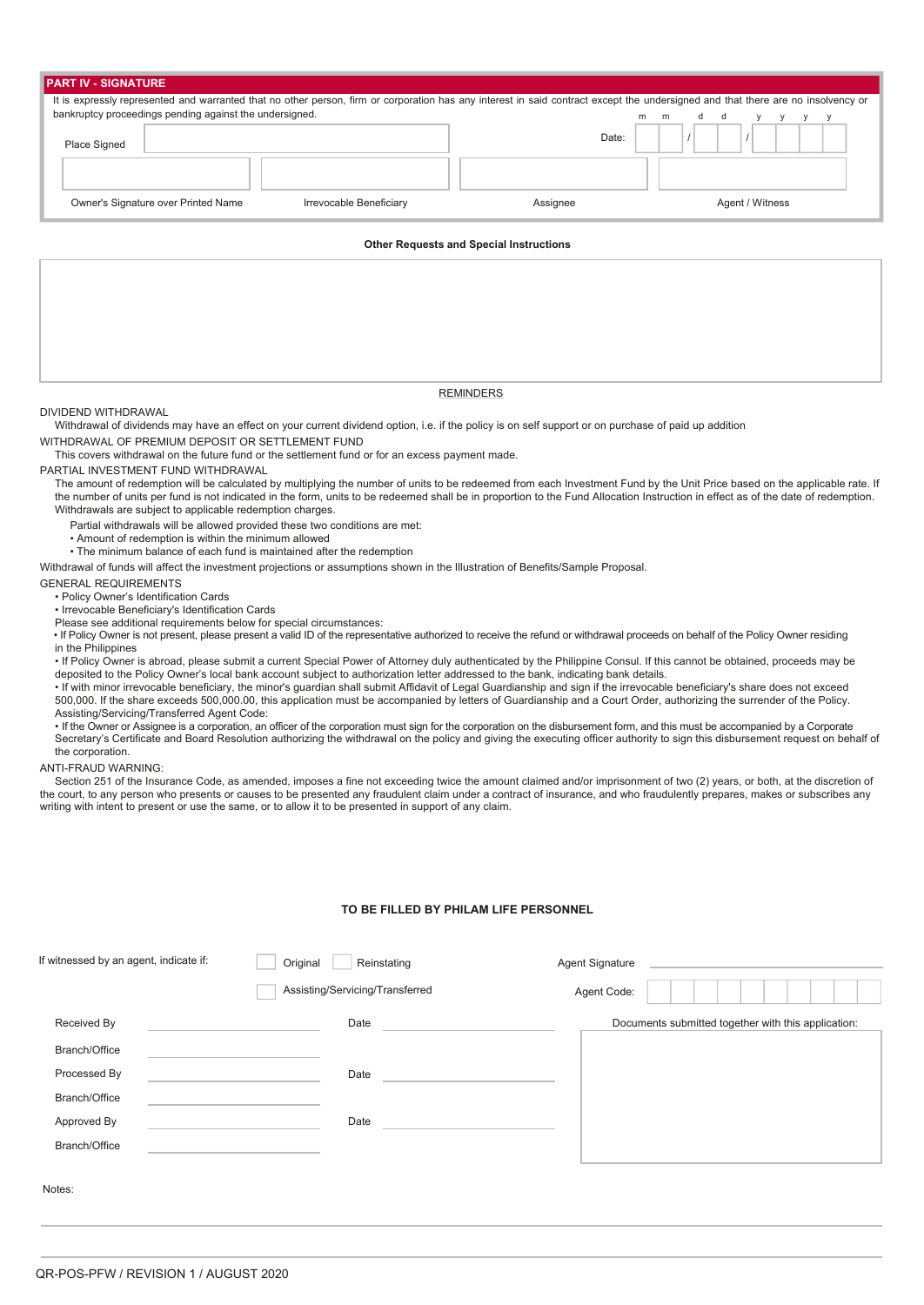## PART IV - SIGNATURE

It is expressly represented and warranted that no other person, firm or corporation has any interest in said contract except the undersigned and that there are no insolvency or bankruptcy proceedings pending against the undersigned.

Place Signed: ____________________ Date: m m / d d / y y y y

| Owner's Signature over Printed Name | Irrevocable Beneficiary | Assignee | Agent / Witness |
|---|---|---|---|
| | | | |

**Other Requests and Special Instructions**

REMINDERS

DIVIDEND WITHDRAWAL

Withdrawal of dividends may have an effect on your current dividend option, i.e. if the policy is on self support or on purchase of paid up addition

WITHDRAWAL OF PREMIUM DEPOSIT OR SETTLEMENT FUND

This covers withdrawal on the future fund or the settlement fund or for an excess payment made.

PARTIAL INVESTMENT FUND WITHDRAWAL

The amount of redemption will be calculated by multiplying the number of units to be redeemed from each Investment Fund by the Unit Price based on the applicable rate. If the number of units per fund is not indicated in the form, units to be redeemed shall be in proportion to the Fund Allocation Instruction in effect as of the date of redemption. Withdrawals are subject to applicable redemption charges.

Partial withdrawals will be allowed provided these two conditions are met:

- Amount of redemption is within the minimum allowed
- The minimum balance of each fund is maintained after the redemption

Withdrawal of funds will affect the investment projections or assumptions shown in the Illustration of Benefits/Sample Proposal.

GENERAL REQUIREMENTS

- Policy Owner's Identification Cards
- Irrevocable Beneficiary's Identification Cards

Please see additional requirements below for special circumstances:

- If Policy Owner is not present, please present a valid ID of the representative authorized to receive the refund or withdrawal proceeds on behalf of the Policy Owner residing in the Philippines
- If Policy Owner is abroad, please submit a current Special Power of Attorney duly authenticated by the Philippine Consul. If this cannot be obtained, proceeds may be deposited to the Policy Owner's local bank account subject to authorization letter addressed to the bank, indicating bank details.
- If with minor irrevocable beneficiary, the minor's guardian shall submit Affidavit of Legal Guardianship and sign if the irrevocable beneficiary's share does not exceed 500,000. If the share exceeds 500,000.00, this application must be accompanied by letters of Guardianship and a Court Order, authorizing the surrender of the Policy. Assisting/Servicing/Transferred Agent Code:
- If the Owner or Assignee is a corporation, an officer of the corporation must sign for the corporation on the disbursement form, and this must be accompanied by a Corporate Secretary's Certificate and Board Resolution authorizing the withdrawal on the policy and giving the executing officer authority to sign this disbursement request on behalf of the corporation.

ANTI-FRAUD WARNING:

Section 251 of the Insurance Code, as amended, imposes a fine not exceeding twice the amount claimed and/or imprisonment of two (2) years, or both, at the discretion of the court, to any person who presents or causes to be presented any fraudulent claim under a contract of insurance, and who fraudulently prepares, makes or subscribes any writing with intent to present or use the same, or to allow it to be presented in support of any claim.

**TO BE FILLED BY PHILAM LIFE PERSONNEL**

If witnessed by an agent, indicate if: ☐ Original ☐ Reinstating ☐ Assisting/Servicing/Transferred

Agent Signature: ____________________

Agent Code: ____________________

| | | | |
|---|---|---|---|
| Received By | | Date | |
| Branch/Office | | | |
| Processed By | | Date | |
| Branch/Office | | | |
| Approved By | | Date | |
| Branch/Office | | | |

Documents submitted together with this application:

Notes:

QR-POS-PFW / REVISION 1 / AUGUST 2020